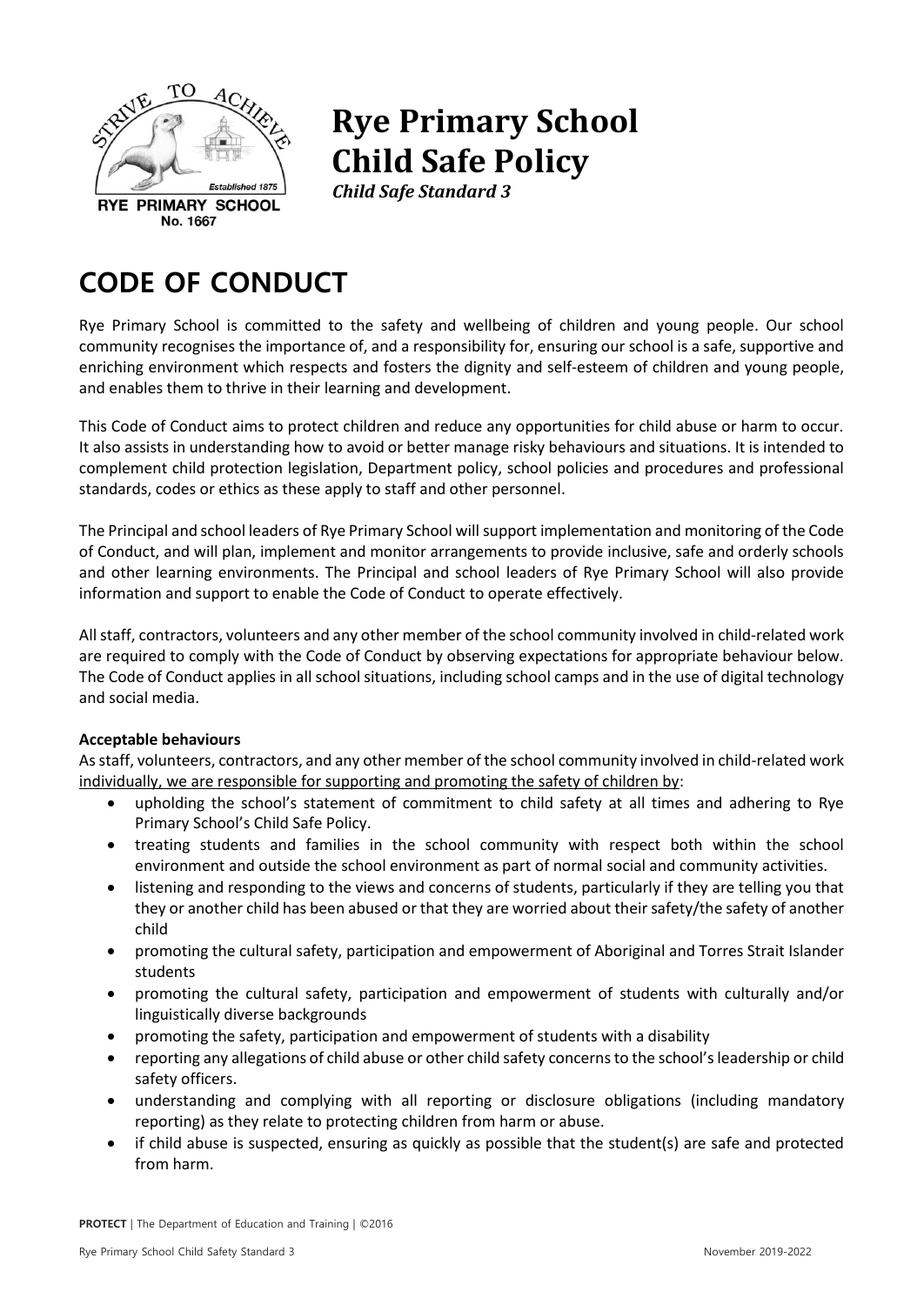# Rye Primary School Child Safe Policy

***Child Safe Standard 3***

# CODE OF CONDUCT

Rye Primary School is committed to the safety and wellbeing of children and young people. Our school community recognises the importance of, and a responsibility for, ensuring our school is a safe, supportive and enriching environment which respects and fosters the dignity and self-esteem of children and young people, and enables them to thrive in their learning and development.

This Code of Conduct aims to protect children and reduce any opportunities for child abuse or harm to occur. It also assists in understanding how to avoid or better manage risky behaviours and situations. It is intended to complement child protection legislation, Department policy, school policies and procedures and professional standards, codes or ethics as these apply to staff and other personnel.

The Principal and school leaders of Rye Primary School will support implementation and monitoring of the Code of Conduct, and will plan, implement and monitor arrangements to provide inclusive, safe and orderly schools and other learning environments. The Principal and school leaders of Rye Primary School will also provide information and support to enable the Code of Conduct to operate effectively.

All staff, contractors, volunteers and any other member of the school community involved in child-related work are required to comply with the Code of Conduct by observing expectations for appropriate behaviour below. The Code of Conduct applies in all school situations, including school camps and in the use of digital technology and social media.

**Acceptable behaviours**

As staff, volunteers, contractors, and any other member of the school community involved in child-related work individually, we are responsible for supporting and promoting the safety of children by:

- upholding the school's statement of commitment to child safety at all times and adhering to Rye Primary School's Child Safe Policy.
- treating students and families in the school community with respect both within the school environment and outside the school environment as part of normal social and community activities.
- listening and responding to the views and concerns of students, particularly if they are telling you that they or another child has been abused or that they are worried about their safety/the safety of another child
- promoting the cultural safety, participation and empowerment of Aboriginal and Torres Strait Islander students
- promoting the cultural safety, participation and empowerment of students with culturally and/or linguistically diverse backgrounds
- promoting the safety, participation and empowerment of students with a disability
- reporting any allegations of child abuse or other child safety concerns to the school's leadership or child safety officers.
- understanding and complying with all reporting or disclosure obligations (including mandatory reporting) as they relate to protecting children from harm or abuse.
- if child abuse is suspected, ensuring as quickly as possible that the student(s) are safe and protected from harm.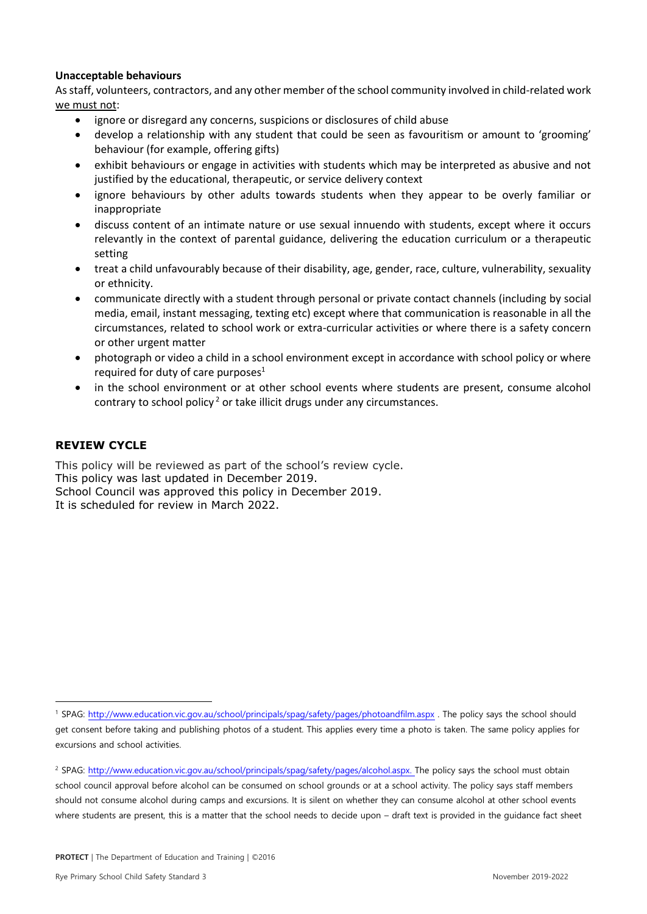**Unacceptable behaviours**

As staff, volunteers, contractors, and any other member of the school community involved in child-related work we must not:

- ignore or disregard any concerns, suspicions or disclosures of child abuse
- develop a relationship with any student that could be seen as favouritism or amount to 'grooming' behaviour (for example, offering gifts)
- exhibit behaviours or engage in activities with students which may be interpreted as abusive and not justified by the educational, therapeutic, or service delivery context
- ignore behaviours by other adults towards students when they appear to be overly familiar or inappropriate
- discuss content of an intimate nature or use sexual innuendo with students, except where it occurs relevantly in the context of parental guidance, delivering the education curriculum or a therapeutic setting
- treat a child unfavourably because of their disability, age, gender, race, culture, vulnerability, sexuality or ethnicity.
- communicate directly with a student through personal or private contact channels (including by social media, email, instant messaging, texting etc) except where that communication is reasonable in all the circumstances, related to school work or extra-curricular activities or where there is a safety concern or other urgent matter
- photograph or video a child in a school environment except in accordance with school policy or where required for duty of care purposes[1]
- in the school environment or at other school events where students are present, consume alcohol contrary to school policy[2] or take illicit drugs under any circumstances.

## REVIEW CYCLE

This policy will be reviewed as part of the school's review cycle.
This policy was last updated in December 2019.
School Council was approved this policy in December 2019.
It is scheduled for review in March 2022.

---

[1] SPAG: http://www.education.vic.gov.au/school/principals/spag/safety/pages/photoandfilm.aspx . The policy says the school should get consent before taking and publishing photos of a student. This applies every time a photo is taken. The same policy applies for excursions and school activities.

[2] SPAG: http://www.education.vic.gov.au/school/principals/spag/safety/pages/alcohol.aspx. The policy says the school must obtain school council approval before alcohol can be consumed on school grounds or at a school activity. The policy says staff members should not consume alcohol during camps and excursions. It is silent on whether they can consume alcohol at other school events where students are present, this is a matter that the school needs to decide upon – draft text is provided in the guidance fact sheet